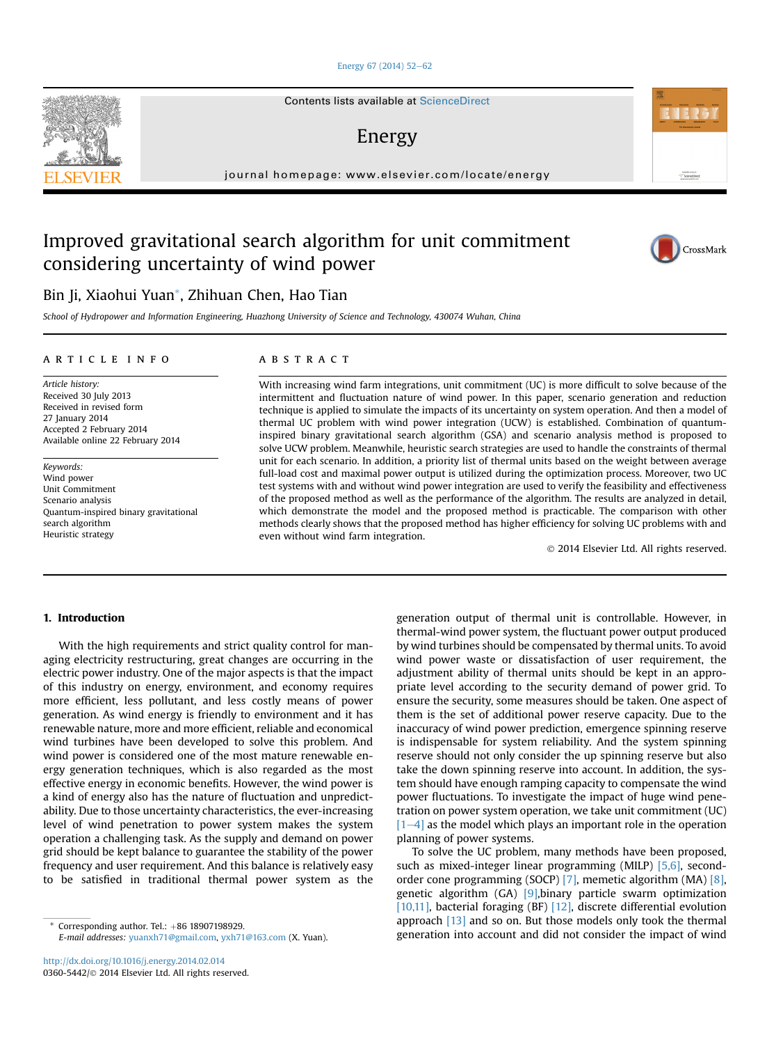# Improved gravitational search algorithm for unit commitment considering uncertainty of wind power

Bin Ji, Xiaohui Yuan*, Zhihuan Chen, Hao Tian

*School of Hydropower and Information Engineering, Huazhong University of Science and Technology, 430074 Wuhan, China*

## ARTICLE INFO

*Article history:*
Received 30 July 2013
Received in revised form
27 January 2014
Accepted 2 February 2014
Available online 22 February 2014

*Keywords:*
Wind power
Unit Commitment
Scenario analysis
Quantum-inspired binary gravitational search algorithm
Heuristic strategy

## ABSTRACT

With increasing wind farm integrations, unit commitment (UC) is more difficult to solve because of the intermittent and fluctuation nature of wind power. In this paper, scenario generation and reduction technique is applied to simulate the impacts of its uncertainty on system operation. And then a model of thermal UC problem with wind power integration (UCW) is established. Combination of quantum-inspired binary gravitational search algorithm (GSA) and scenario analysis method is proposed to solve UCW problem. Meanwhile, heuristic search strategies are used to handle the constraints of thermal unit for each scenario. In addition, a priority list of thermal units based on the weight between average full-load cost and maximal power output is utilized during the optimization process. Moreover, two UC test systems with and without wind power integration are used to verify the feasibility and effectiveness of the proposed method as well as the performance of the algorithm. The results are analyzed in detail, which demonstrate the model and the proposed method is practicable. The comparison with other methods clearly shows that the proposed method has higher efficiency for solving UC problems with and even without wind farm integration.

© 2014 Elsevier Ltd. All rights reserved.

## 1. Introduction

With the high requirements and strict quality control for managing electricity restructuring, great changes are occurring in the electric power industry. One of the major aspects is that the impact of this industry on energy, environment, and economy requires more efficient, less pollutant, and less costly means of power generation. As wind energy is friendly to environment and it has renewable nature, more and more efficient, reliable and economical wind turbines have been developed to solve this problem. And wind power is considered one of the most mature renewable energy generation techniques, which is also regarded as the most effective energy in economic benefits. However, the wind power is a kind of energy also has the nature of fluctuation and unpredictability. Due to those uncertainty characteristics, the ever-increasing level of wind penetration to power system makes the system operation a challenging task. As the supply and demand on power grid should be kept balance to guarantee the stability of the power frequency and user requirement. And this balance is relatively easy to be satisfied in traditional thermal power system as the generation output of thermal unit is controllable. However, in thermal-wind power system, the fluctuant power output produced by wind turbines should be compensated by thermal units. To avoid wind power waste or dissatisfaction of user requirement, the adjustment ability of thermal units should be kept in an appropriate level according to the security demand of power grid. To ensure the security, some measures should be taken. One aspect of them is the set of additional power reserve capacity. Due to the inaccuracy of wind power prediction, emergence spinning reserve is indispensable for system reliability. And the system spinning reserve should not only consider the up spinning reserve but also take the down spinning reserve into account. In addition, the system should have enough ramping capacity to compensate the wind power fluctuations. To investigate the impact of huge wind penetration on power system operation, we take unit commitment (UC) [1–4] as the model which plays an important role in the operation planning of power systems.

To solve the UC problem, many methods have been proposed, such as mixed-integer linear programming (MILP) [5,6], second-order cone programming (SOCP) [7], memetic algorithm (MA) [8], genetic algorithm (GA) [9],binary particle swarm optimization [10,11], bacterial foraging (BF) [12], discrete differential evolution approach [13] and so on. But those models only took the thermal generation into account and did not consider the impact of wind

* Corresponding author. Tel.: +86 18907198929.
*E-mail addresses:* yuanxh71@gmail.com, yxh71@163.com (X. Yuan).

http://dx.doi.org/10.1016/j.energy.2014.02.014
0360-5442/© 2014 Elsevier Ltd. All rights reserved.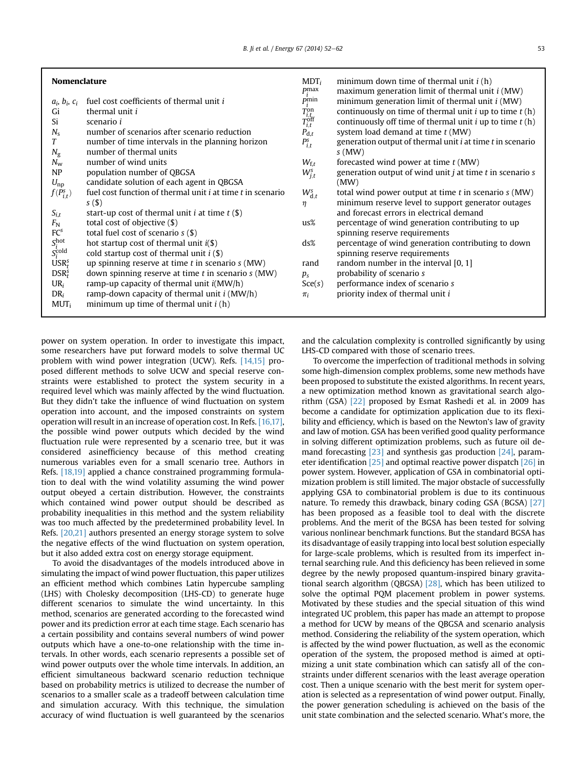## Nomenclature

| | |
|---|---|
| $a_i$, $b_i$, $c_i$ | fuel cost coefficients of thermal unit $i$ |
| Gi | thermal unit $i$ |
| Si | scenario $i$ |
| $N_s$ | number of scenarios after scenario reduction |
| $T$ | number of time intervals in the planning horizon |
| $N_g$ | number of thermal units |
| $N_w$ | number of wind units |
| NP | population number of QBGSA |
| $U_{np}$ | candidate solution of each agent in QBGSA |
| $f(P_{i,t}^s)$ | fuel cost function of thermal unit $i$ at time $t$ in scenario $s$ ($) |
| $S_{i,t}$ | start-up cost of thermal unit $i$ at time $t$ ($) |
| $F_N$ | total cost of objective ($) |
| $FC^s$ | total fuel cost of scenario $s$ ($) |
| $S_i^{hot}$ | hot startup cost of thermal unit $i$($) |
| $S_i^{cold}$ | cold startup cost of thermal unit $i$ ($) |
| $USR_t^s$ | up spinning reserve at time $t$ in scenario $s$ (MW) |
| $DSR_t^s$ | down spinning reserve at time $t$ in scenario $s$ (MW) |
| $UR_i$ | ramp-up capacity of thermal unit $i$(MW/h) |
| $DR_i$ | ramp-down capacity of thermal unit $i$ (MW/h) |
| $MUT_i$ | minimum up time of thermal unit $i$ (h) |
| $MDT_i$ | minimum down time of thermal unit $i$ (h) |
| $P_i^{max}$ | maximum generation limit of thermal unit $i$ (MW) |
| $P_i^{min}$ | minimum generation limit of thermal unit $i$ (MW) |
| $T_{i,t}^{on}$ | continuously on time of thermal unit $i$ up to time $t$ (h) |
| $T_{i,t}^{off}$ | continuously off time of thermal unit $i$ up to time $t$ (h) |
| $P_{d,t}$ | system load demand at time $t$ (MW) |
| $P_{i,t}^s$ | generation output of thermal unit $i$ at time $t$ in scenario $s$ (MW) |
| $W_{f,t}$ | forecasted wind power at time $t$ (MW) |
| $W_{j,t}^s$ | generation output of wind unit $j$ at time $t$ in scenario $s$ (MW) |
| $W_{d,t}^s$ | total wind power output at time $t$ in scenario $s$ (MW) |
| $\eta$ | minimum reserve level to support generator outages and forecast errors in electrical demand |
| us% | percentage of wind generation contributing to up spinning reserve requirements |
| ds% | percentage of wind generation contributing to down spinning reserve requirements |
| rand | random number in the interval [0, 1] |
| $p_s$ | probability of scenario $s$ |
| Sce($s$) | performance index of scenario $s$ |
| $\pi_i$ | priority index of thermal unit $i$ |

power on system operation. In order to investigate this impact, some researchers have put forward models to solve thermal UC problem with wind power integration (UCW). Refs. [14,15] proposed different methods to solve UCW and special reserve constraints were established to protect the system security in a required level which was mainly affected by the wind fluctuation. But they didn't take the influence of wind fluctuation on system operation into account, and the imposed constraints on system operation will result in an increase of operation cost. In Refs. [16,17], the possible wind power outputs which decided by the wind fluctuation rule were represented by a scenario tree, but it was considered asinefficiency because of this method creating numerous variables even for a small scenario tree. Authors in Refs. [18,19] applied a chance constrained programming formulation to deal with the wind volatility assuming the wind power output obeyed a certain distribution. However, the constraints which contained wind power output should be described as probability inequalities in this method and the system reliability was too much affected by the predetermined probability level. In Refs. [20,21] authors presented an energy storage system to solve the negative effects of the wind fluctuation on system operation, but it also added extra cost on energy storage equipment.

To avoid the disadvantages of the models introduced above in simulating the impact of wind power fluctuation, this paper utilizes an efficient method which combines Latin hypercube sampling (LHS) with Cholesky decomposition (LHS-CD) to generate huge different scenarios to simulate the wind uncertainty. In this method, scenarios are generated according to the forecasted wind power and its prediction error at each time stage. Each scenario has a certain possibility and contains several numbers of wind power outputs which have a one-to-one relationship with the time intervals. In other words, each scenario represents a possible set of wind power outputs over the whole time intervals. In addition, an efficient simultaneous backward scenario reduction technique based on probability metrics is utilized to decrease the number of scenarios to a smaller scale as a tradeoff between calculation time and simulation accuracy. With this technique, the simulation accuracy of wind fluctuation is well guaranteed by the scenarios and the calculation complexity is controlled significantly by using LHS-CD compared with those of scenario trees.

To overcome the imperfection of traditional methods in solving some high-dimension complex problems, some new methods have been proposed to substitute the existed algorithms. In recent years, a new optimization method known as gravitational search algorithm (GSA) [22] proposed by Esmat Rashedi et al. in 2009 has become a candidate for optimization application due to its flexibility and efficiency, which is based on the Newton's law of gravity and law of motion. GSA has been verified good quality performance in solving different optimization problems, such as future oil demand forecasting [23] and synthesis gas production [24], parameter identification [25] and optimal reactive power dispatch [26] in power system. However, application of GSA in combinatorial optimization problem is still limited. The major obstacle of successfully applying GSA to combinatorial problem is due to its continuous nature. To remedy this drawback, binary coding GSA (BGSA) [27] has been proposed as a feasible tool to deal with the discrete problems. And the merit of the BGSA has been tested for solving various nonlinear benchmark functions. But the standard BGSA has its disadvantage of easily trapping into local best solution especially for large-scale problems, which is resulted from its imperfect internal searching rule. And this deficiency has been relieved in some degree by the newly proposed quantum-inspired binary gravitational search algorithm (QBGSA) [28], which has been utilized to solve the optimal PQM placement problem in power systems. Motivated by these studies and the special situation of this wind integrated UC problem, this paper has made an attempt to propose a method for UCW by means of the QBGSA and scenario analysis method. Considering the reliability of the system operation, which is affected by the wind power fluctuation, as well as the economic operation of the system, the proposed method is aimed at optimizing a unit state combination which can satisfy all of the constraints under different scenarios with the least average operation cost. Then a unique scenario with the best merit for system operation is selected as a representation of wind power output. Finally, the power generation scheduling is achieved on the basis of the unit state combination and the selected scenario. What's more, the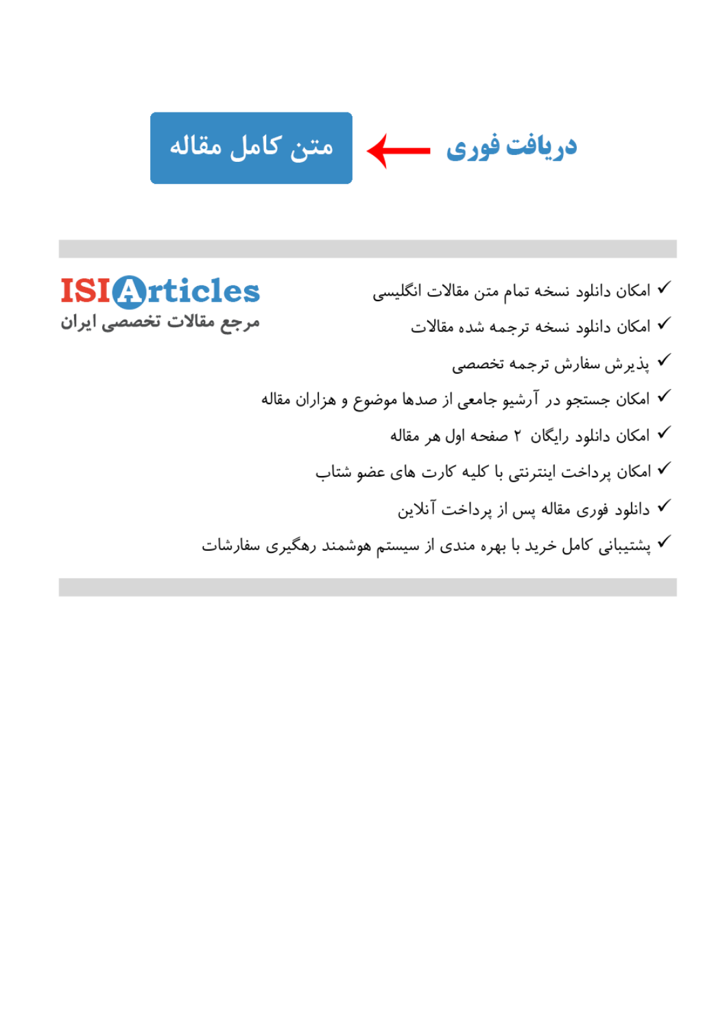دریافت فوری ← متن کامل مقاله

ISIArticles
مرجع مقالات تخصصی ایران

- ✓ امکان دانلود نسخه تمام متن مقالات انگلیسی
- ✓ امکان دانلود نسخه ترجمه شده مقالات
- ✓ پذیرش سفارش ترجمه تخصصی
- ✓ امکان جستجو در آرشیو جامعی از صدها موضوع و هزاران مقاله
- ✓ امکان دانلود رایگان ۲ صفحه اول هر مقاله
- ✓ امکان پرداخت اینترنتی با کلیه کارت های عضو شتاب
- ✓ دانلود فوری مقاله پس از پرداخت آنلاین
- ✓ پشتیبانی کامل خرید با بهره مندی از سیستم هوشمند رهگیری سفارشات